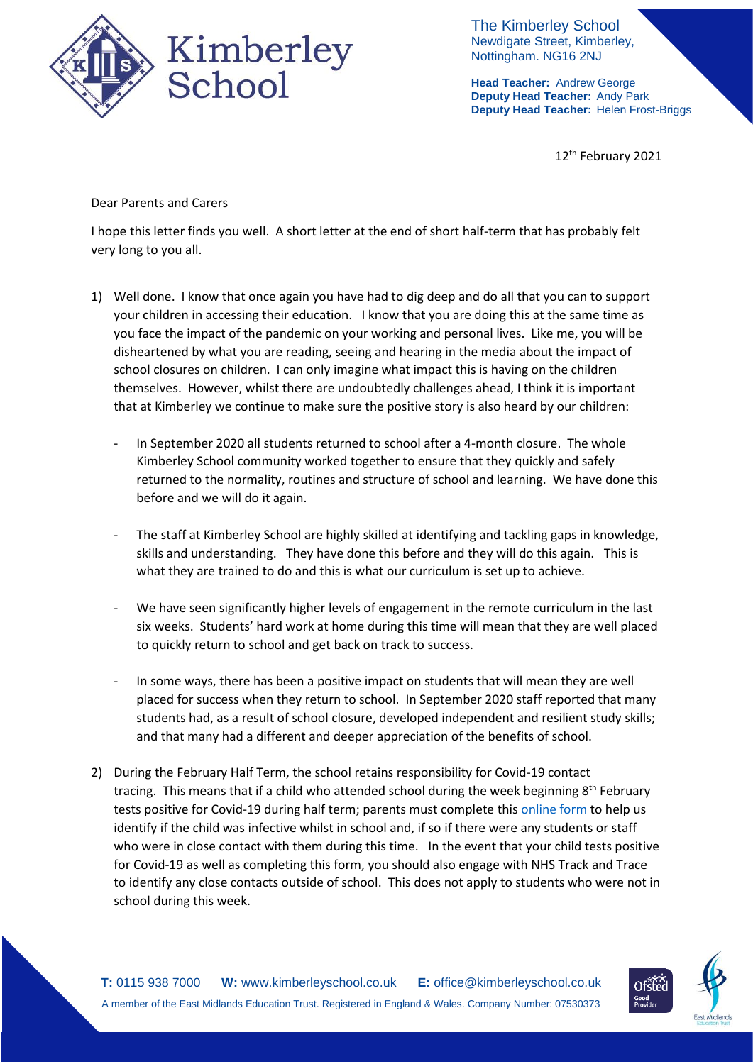The Kimberley School
Newdigate Street, Kimberley,
Nottingham. NG16 2NJ

**Head Teacher:** Andrew George
**Deputy Head Teacher:** Andy Park
**Deputy Head Teacher:** Helen Frost-Briggs

12th February 2021

Dear Parents and Carers

I hope this letter finds you well. A short letter at the end of short half-term that has probably felt very long to you all.

1) Well done. I know that once again you have had to dig deep and do all that you can to support your children in accessing their education. I know that you are doing this at the same time as you face the impact of the pandemic on your working and personal lives. Like me, you will be disheartened by what you are reading, seeing and hearing in the media about the impact of school closures on children. I can only imagine what impact this is having on the children themselves. However, whilst there are undoubtedly challenges ahead, I think it is important that at Kimberley we continue to make sure the positive story is also heard by our children:

   - In September 2020 all students returned to school after a 4-month closure. The whole Kimberley School community worked together to ensure that they quickly and safely returned to the normality, routines and structure of school and learning. We have done this before and we will do it again.

   - The staff at Kimberley School are highly skilled at identifying and tackling gaps in knowledge, skills and understanding. They have done this before and they will do this again. This is what they are trained to do and this is what our curriculum is set up to achieve.

   - We have seen significantly higher levels of engagement in the remote curriculum in the last six weeks. Students' hard work at home during this time will mean that they are well placed to quickly return to school and get back on track to success.

   - In some ways, there has been a positive impact on students that will mean they are well placed for success when they return to school. In September 2020 staff reported that many students had, as a result of school closure, developed independent and resilient study skills; and that many had a different and deeper appreciation of the benefits of school.

2) During the February Half Term, the school retains responsibility for Covid-19 contact tracing. This means that if a child who attended school during the week beginning 8th February tests positive for Covid-19 during half term; parents must complete this online form to help us identify if the child was infective whilst in school and, if so if there were any students or staff who were in close contact with them during this time. In the event that your child tests positive for Covid-19 as well as completing this form, you should also engage with NHS Track and Trace to identify any close contacts outside of school. This does not apply to students who were not in school during this week.

**T:** 0115 938 7000 **W:** www.kimberleyschool.co.uk **E:** office@kimberleyschool.co.uk
A member of the East Midlands Education Trust. Registered in England & Wales. Company Number: 07530373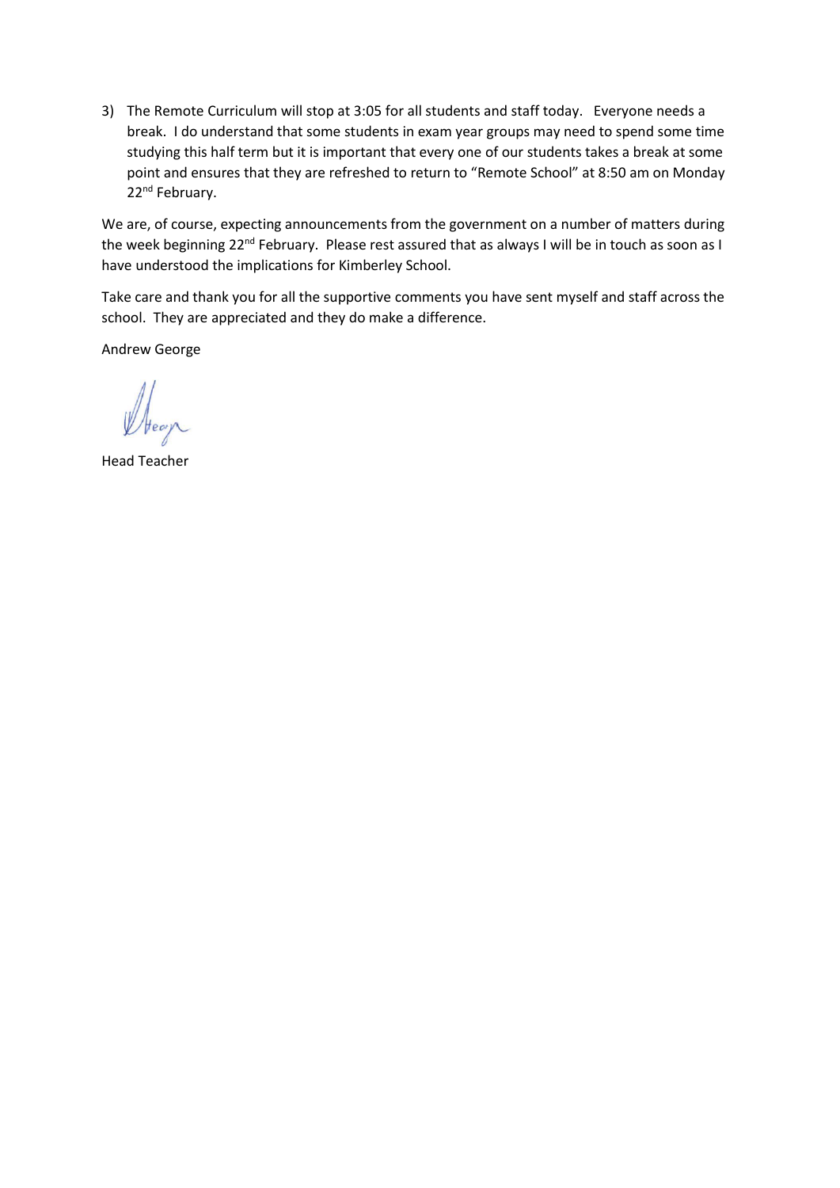3) The Remote Curriculum will stop at 3:05 for all students and staff today. Everyone needs a break. I do understand that some students in exam year groups may need to spend some time studying this half term but it is important that every one of our students takes a break at some point and ensures that they are refreshed to return to "Remote School" at 8:50 am on Monday 22nd February.

We are, of course, expecting announcements from the government on a number of matters during the week beginning 22nd February. Please rest assured that as always I will be in touch as soon as I have understood the implications for Kimberley School.

Take care and thank you for all the supportive comments you have sent myself and staff across the school. They are appreciated and they do make a difference.

Andrew George

Head Teacher